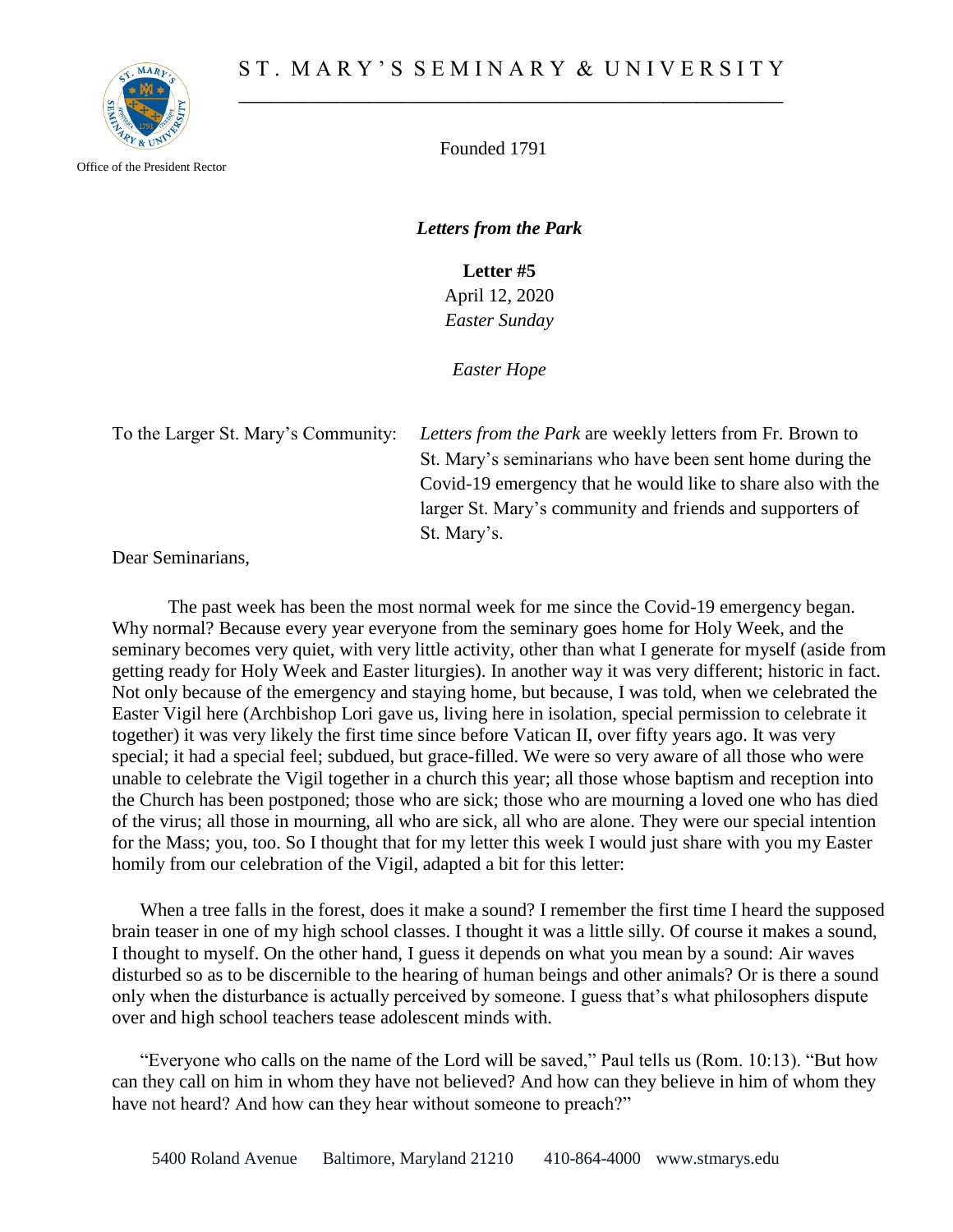# ST. MARY'S SEMINARY & UNIVERSITY

Office of the President Rector

Founded 1791

***Letters from the Park***

**Letter #5**
April 12, 2020
*Easter Sunday*

*Easter Hope*

To the Larger St. Mary's Community: *Letters from the Park* are weekly letters from Fr. Brown to St. Mary's seminarians who have been sent home during the Covid-19 emergency that he would like to share also with the larger St. Mary's community and friends and supporters of St. Mary's.

Dear Seminarians,

The past week has been the most normal week for me since the Covid-19 emergency began. Why normal? Because every year everyone from the seminary goes home for Holy Week, and the seminary becomes very quiet, with very little activity, other than what I generate for myself (aside from getting ready for Holy Week and Easter liturgies). In another way it was very different; historic in fact. Not only because of the emergency and staying home, but because, I was told, when we celebrated the Easter Vigil here (Archbishop Lori gave us, living here in isolation, special permission to celebrate it together) it was very likely the first time since before Vatican II, over fifty years ago. It was very special; it had a special feel; subdued, but grace-filled. We were so very aware of all those who were unable to celebrate the Vigil together in a church this year; all those whose baptism and reception into the Church has been postponed; those who are sick; those who are mourning a loved one who has died of the virus; all those in mourning, all who are sick, all who are alone. They were our special intention for the Mass; you, too. So I thought that for my letter this week I would just share with you my Easter homily from our celebration of the Vigil, adapted a bit for this letter:

When a tree falls in the forest, does it make a sound? I remember the first time I heard the supposed brain teaser in one of my high school classes. I thought it was a little silly. Of course it makes a sound, I thought to myself. On the other hand, I guess it depends on what you mean by a sound: Air waves disturbed so as to be discernible to the hearing of human beings and other animals? Or is there a sound only when the disturbance is actually perceived by someone. I guess that's what philosophers dispute over and high school teachers tease adolescent minds with.

"Everyone who calls on the name of the Lord will be saved," Paul tells us (Rom. 10:13). "But how can they call on him in whom they have not believed? And how can they believe in him of whom they have not heard? And how can they hear without someone to preach?"

5400 Roland Avenue Baltimore, Maryland 21210 410-864-4000 www.stmarys.edu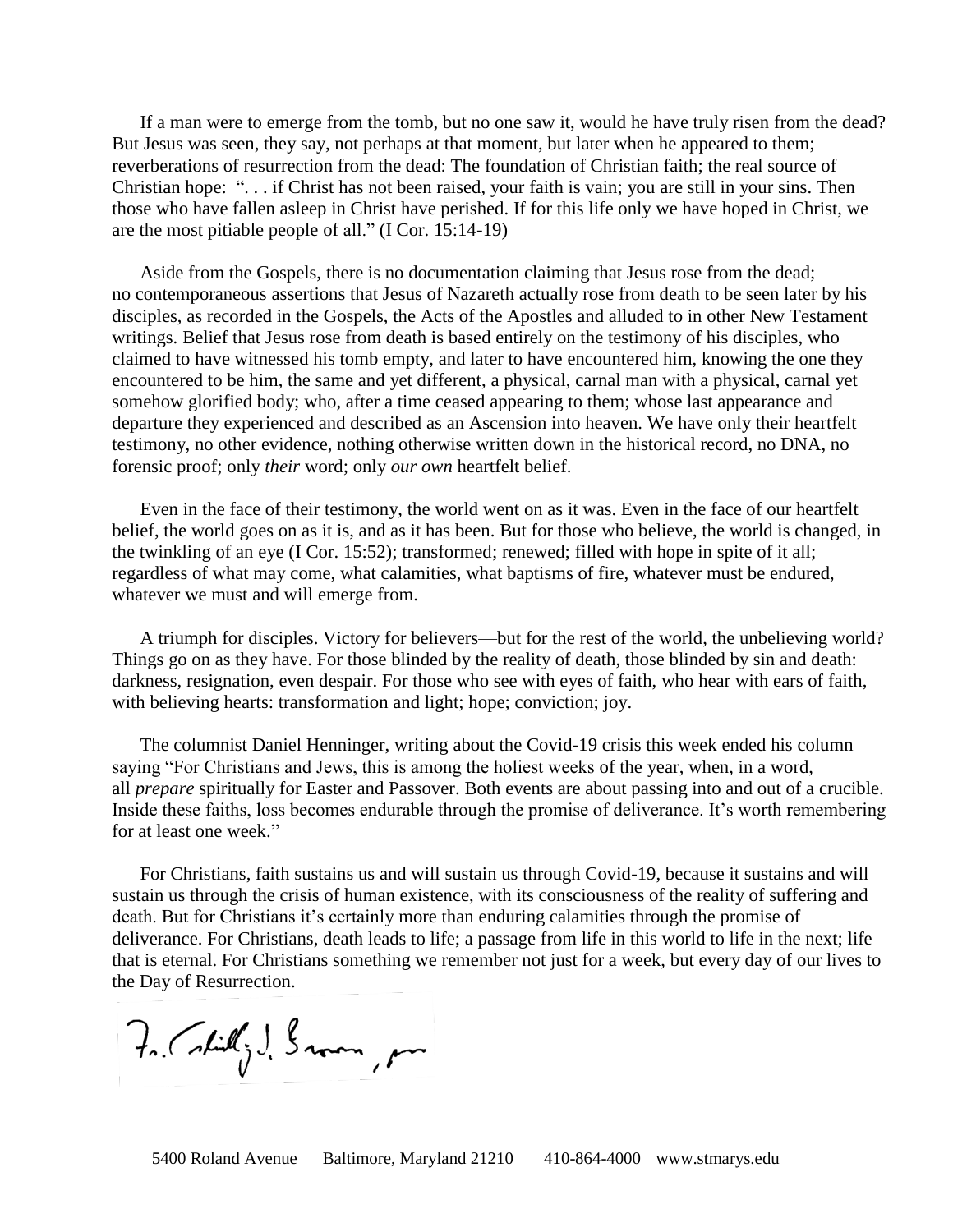If a man were to emerge from the tomb, but no one saw it, would he have truly risen from the dead? But Jesus was seen, they say, not perhaps at that moment, but later when he appeared to them; reverberations of resurrection from the dead: The foundation of Christian faith; the real source of Christian hope: ". . . if Christ has not been raised, your faith is vain; you are still in your sins. Then those who have fallen asleep in Christ have perished. If for this life only we have hoped in Christ, we are the most pitiable people of all." (I Cor. 15:14-19)

Aside from the Gospels, there is no documentation claiming that Jesus rose from the dead; no contemporaneous assertions that Jesus of Nazareth actually rose from death to be seen later by his disciples, as recorded in the Gospels, the Acts of the Apostles and alluded to in other New Testament writings. Belief that Jesus rose from death is based entirely on the testimony of his disciples, who claimed to have witnessed his tomb empty, and later to have encountered him, knowing the one they encountered to be him, the same and yet different, a physical, carnal man with a physical, carnal yet somehow glorified body; who, after a time ceased appearing to them; whose last appearance and departure they experienced and described as an Ascension into heaven. We have only their heartfelt testimony, no other evidence, nothing otherwise written down in the historical record, no DNA, no forensic proof; only *their* word; only *our own* heartfelt belief.

Even in the face of their testimony, the world went on as it was. Even in the face of our heartfelt belief, the world goes on as it is, and as it has been. But for those who believe, the world is changed, in the twinkling of an eye (I Cor. 15:52); transformed; renewed; filled with hope in spite of it all; regardless of what may come, what calamities, what baptisms of fire, whatever must be endured, whatever we must and will emerge from.

A triumph for disciples. Victory for believers—but for the rest of the world, the unbelieving world? Things go on as they have. For those blinded by the reality of death, those blinded by sin and death: darkness, resignation, even despair. For those who see with eyes of faith, who hear with ears of faith, with believing hearts: transformation and light; hope; conviction; joy.

The columnist Daniel Henninger, writing about the Covid-19 crisis this week ended his column saying "For Christians and Jews, this is among the holiest weeks of the year, when, in a word, all *prepare* spiritually for Easter and Passover. Both events are about passing into and out of a crucible. Inside these faiths, loss becomes endurable through the promise of deliverance. It's worth remembering for at least one week."

For Christians, faith sustains us and will sustain us through Covid-19, because it sustains and will sustain us through the crisis of human existence, with its consciousness of the reality of suffering and death. But for Christians it's certainly more than enduring calamities through the promise of deliverance. For Christians, death leads to life; a passage from life in this world to life in the next; life that is eternal. For Christians something we remember not just for a week, but every day of our lives to the Day of Resurrection.

Fr. Phillip J. Brown, pss

5400 Roland Avenue   Baltimore, Maryland 21210   410-864-4000   www.stmarys.edu